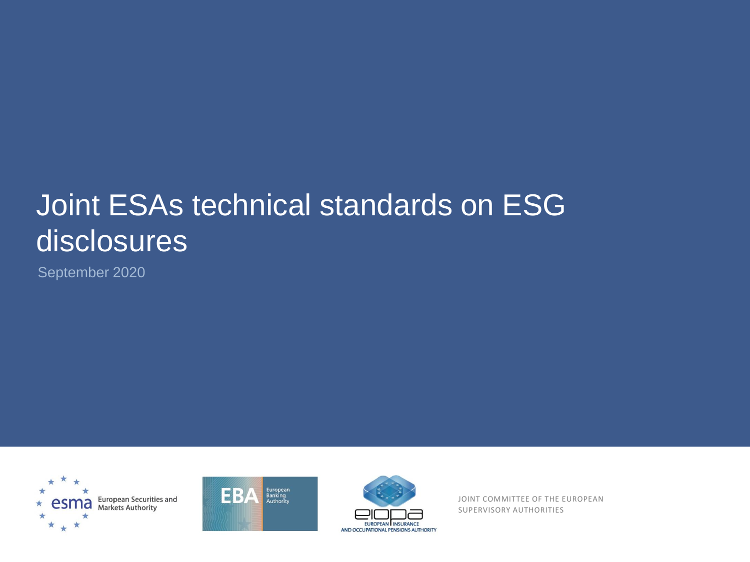# Joint ESAs technical standards on ESG disclosures

September 2020

European Securities and Markets Authority

European Banking Authority

European Insurance and Occupational Pensions Authority

JOINT COMMITTEE OF THE EUROPEAN SUPERVISORY AUTHORITIES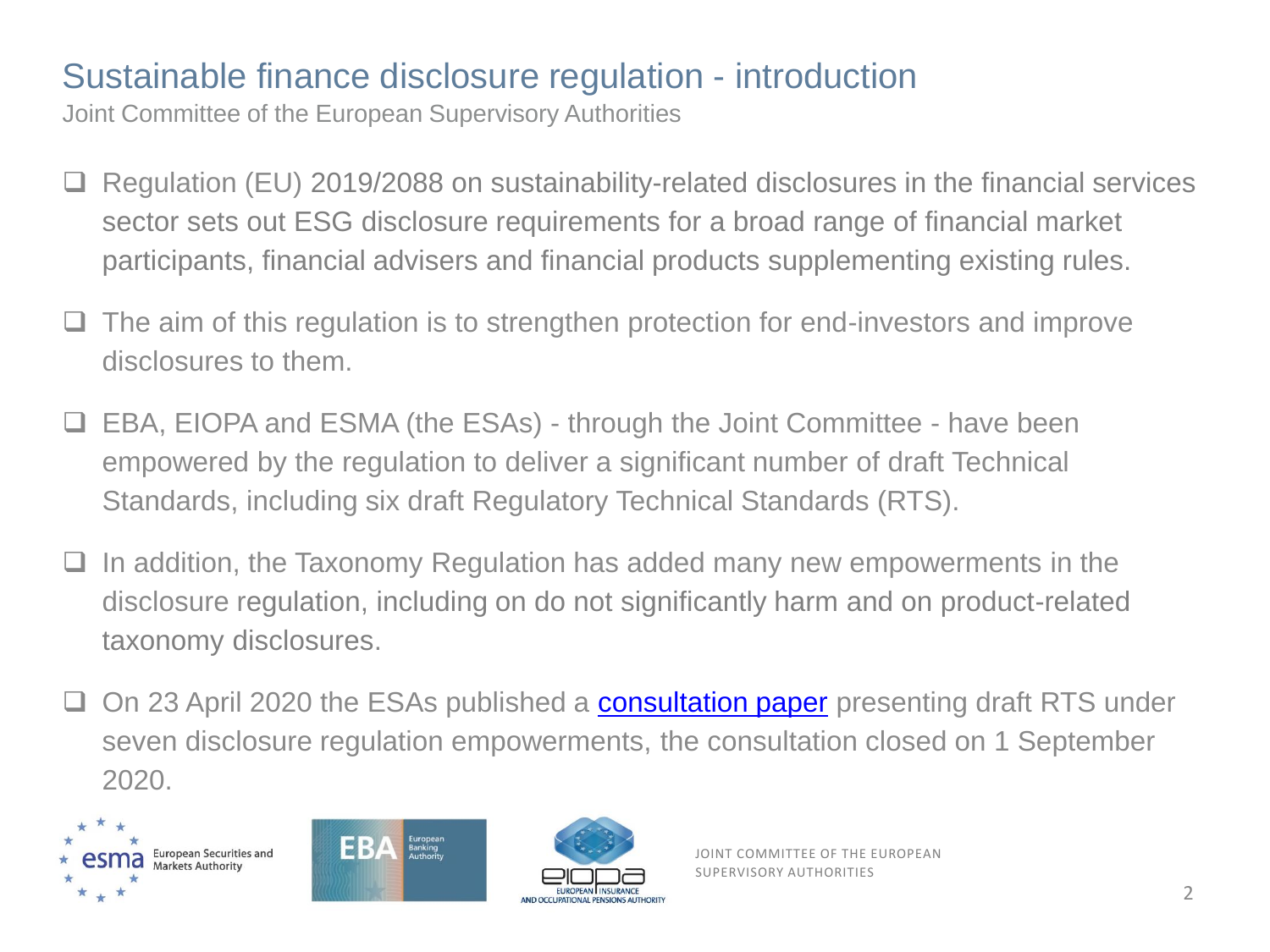# Sustainable finance disclosure regulation - introduction

Joint Committee of the European Supervisory Authorities

- Regulation (EU) 2019/2088 on sustainability-related disclosures in the financial services sector sets out ESG disclosure requirements for a broad range of financial market participants, financial advisers and financial products supplementing existing rules.
- The aim of this regulation is to strengthen protection for end-investors and improve disclosures to them.
- EBA, EIOPA and ESMA (the ESAs) - through the Joint Committee - have been empowered by the regulation to deliver a significant number of draft Technical Standards, including six draft Regulatory Technical Standards (RTS).
- In addition, the Taxonomy Regulation has added many new empowerments in the disclosure regulation, including on do not significantly harm and on product-related taxonomy disclosures.
- On 23 April 2020 the ESAs published a consultation paper presenting draft RTS under seven disclosure regulation empowerments, the consultation closed on 1 September 2020.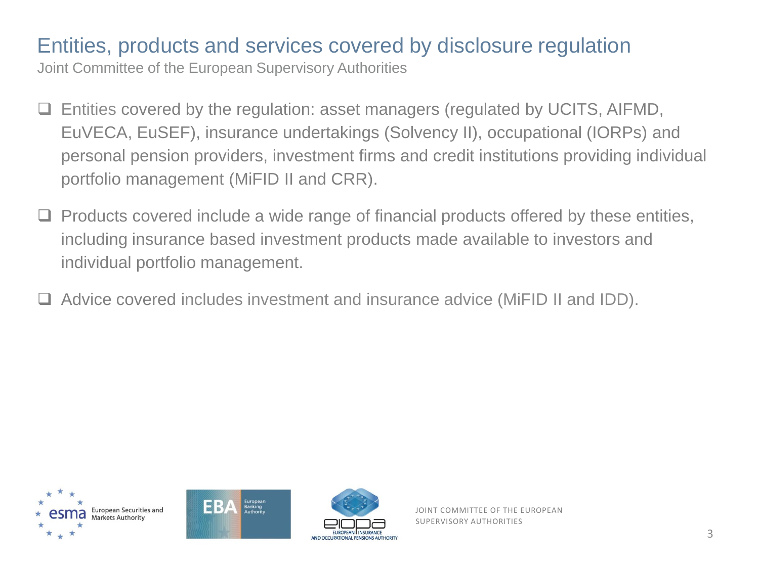# Entities, products and services covered by disclosure regulation

Joint Committee of the European Supervisory Authorities

- Entities covered by the regulation: asset managers (regulated by UCITS, AIFMD, EuVECA, EuSEF), insurance undertakings (Solvency II), occupational (IORPs) and personal pension providers, investment firms and credit institutions providing individual portfolio management (MiFID II and CRR).
- Products covered include a wide range of financial products offered by these entities, including insurance based investment products made available to investors and individual portfolio management.
- Advice covered includes investment and insurance advice (MiFID II and IDD).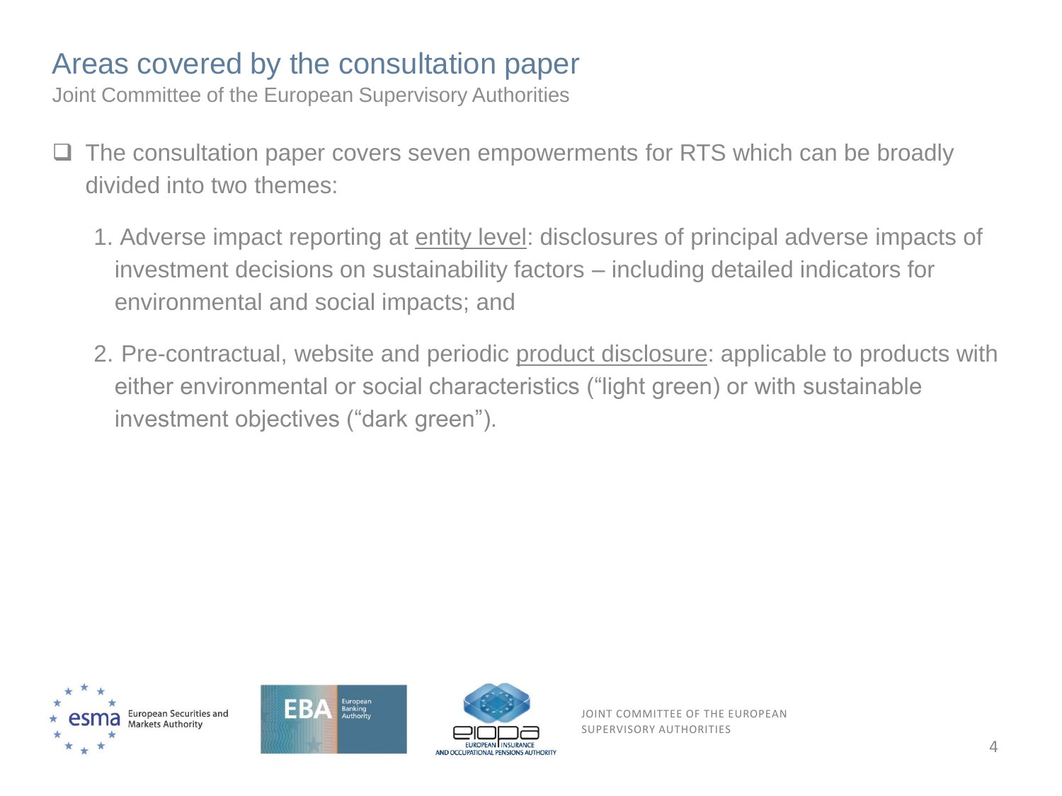# Areas covered by the consultation paper

Joint Committee of the European Supervisory Authorities

- The consultation paper covers seven empowerments for RTS which can be broadly divided into two themes:

  1. Adverse impact reporting at <u>entity level</u>: disclosures of principal adverse impacts of investment decisions on sustainability factors – including detailed indicators for environmental and social impacts; and

  2. Pre-contractual, website and periodic <u>product disclosure</u>: applicable to products with either environmental or social characteristics ("light green) or with sustainable investment objectives ("dark green").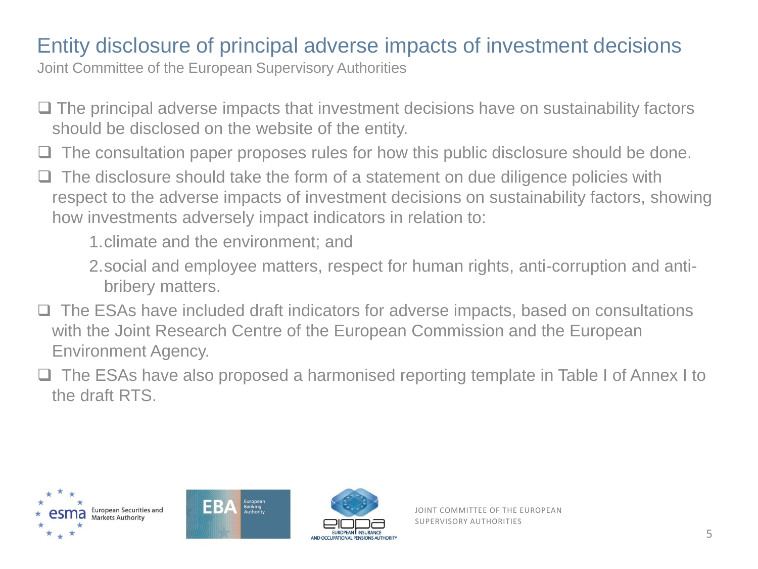# Entity disclosure of principal adverse impacts of investment decisions

Joint Committee of the European Supervisory Authorities

- The principal adverse impacts that investment decisions have on sustainability factors should be disclosed on the website of the entity.
- The consultation paper proposes rules for how this public disclosure should be done.
- The disclosure should take the form of a statement on due diligence policies with respect to the adverse impacts of investment decisions on sustainability factors, showing how investments adversely impact indicators in relation to:
    1. climate and the environment; and
    2. social and employee matters, respect for human rights, anti-corruption and anti-bribery matters.
- The ESAs have included draft indicators for adverse impacts, based on consultations with the Joint Research Centre of the European Commission and the European Environment Agency.
- The ESAs have also proposed a harmonised reporting template in Table I of Annex I to the draft RTS.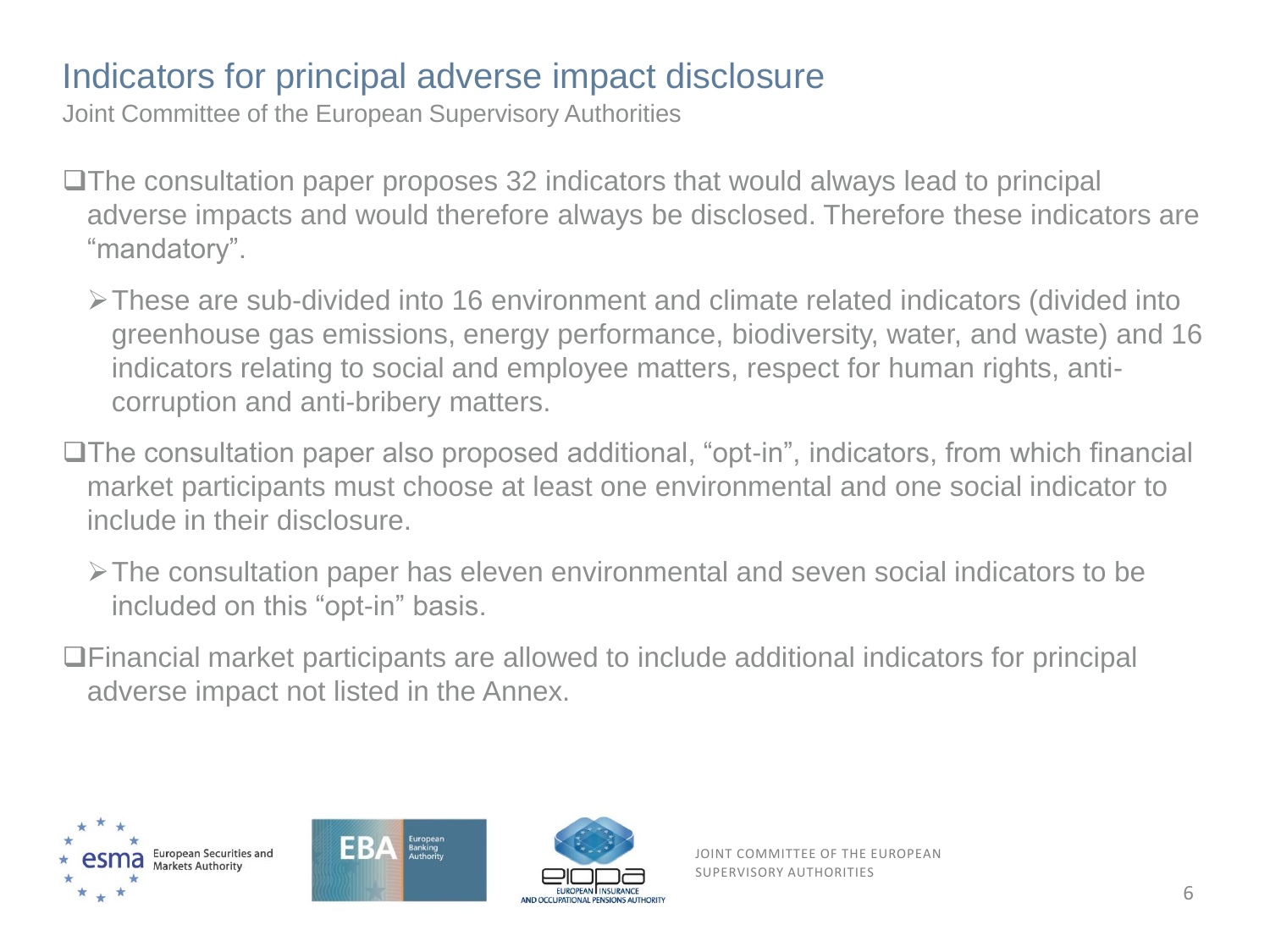# Indicators for principal adverse impact disclosure

Joint Committee of the European Supervisory Authorities

- The consultation paper proposes 32 indicators that would always lead to principal adverse impacts and would therefore always be disclosed. Therefore these indicators are "mandatory".
  - These are sub-divided into 16 environment and climate related indicators (divided into greenhouse gas emissions, energy performance, biodiversity, water, and waste) and 16 indicators relating to social and employee matters, respect for human rights, anti-corruption and anti-bribery matters.
- The consultation paper also proposed additional, "opt-in", indicators, from which financial market participants must choose at least one environmental and one social indicator to include in their disclosure.
  - The consultation paper has eleven environmental and seven social indicators to be included on this "opt-in" basis.
- Financial market participants are allowed to include additional indicators for principal adverse impact not listed in the Annex.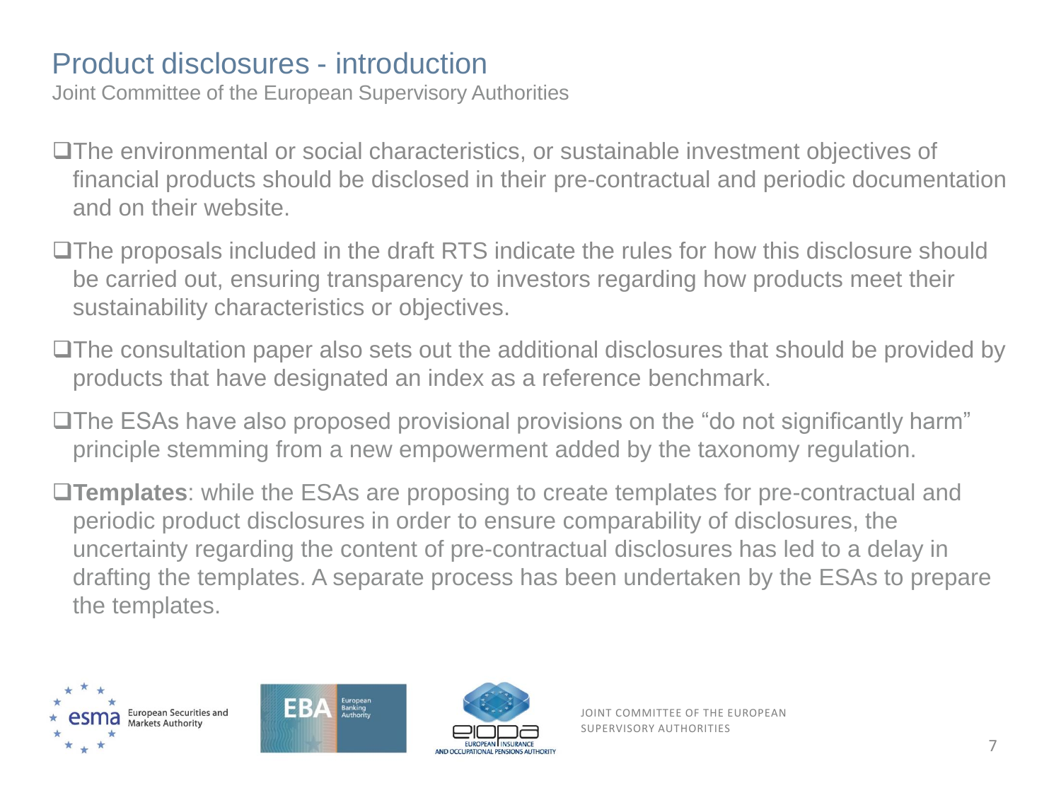# Product disclosures - introduction

Joint Committee of the European Supervisory Authorities

- The environmental or social characteristics, or sustainable investment objectives of financial products should be disclosed in their pre-contractual and periodic documentation and on their website.
- The proposals included in the draft RTS indicate the rules for how this disclosure should be carried out, ensuring transparency to investors regarding how products meet their sustainability characteristics or objectives.
- The consultation paper also sets out the additional disclosures that should be provided by products that have designated an index as a reference benchmark.
- The ESAs have also proposed provisional provisions on the “do not significantly harm” principle stemming from a new empowerment added by the taxonomy regulation.
- **Templates**: while the ESAs are proposing to create templates for pre-contractual and periodic product disclosures in order to ensure comparability of disclosures, the uncertainty regarding the content of pre-contractual disclosures has led to a delay in drafting the templates. A separate process has been undertaken by the ESAs to prepare the templates.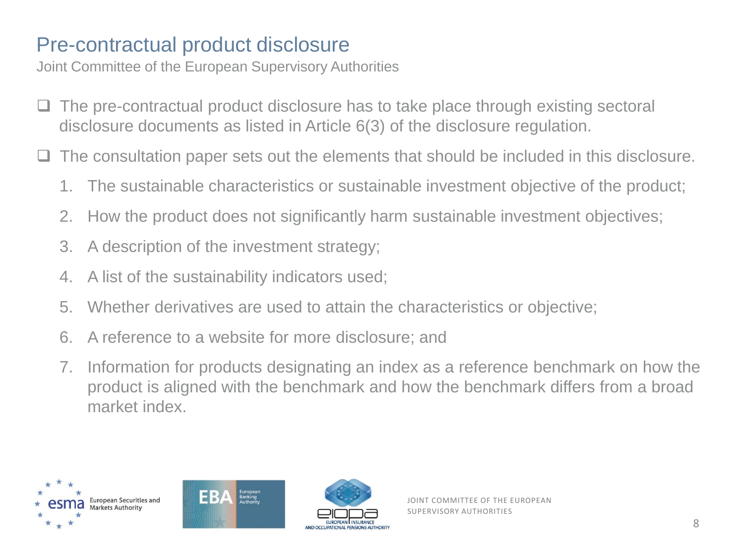# Pre-contractual product disclosure

Joint Committee of the European Supervisory Authorities

- The pre-contractual product disclosure has to take place through existing sectoral disclosure documents as listed in Article 6(3) of the disclosure regulation.
- The consultation paper sets out the elements that should be included in this disclosure.
  1. The sustainable characteristics or sustainable investment objective of the product;
  2. How the product does not significantly harm sustainable investment objectives;
  3. A description of the investment strategy;
  4. A list of the sustainability indicators used;
  5. Whether derivatives are used to attain the characteristics or objective;
  6. A reference to a website for more disclosure; and
  7. Information for products designating an index as a reference benchmark on how the product is aligned with the benchmark and how the benchmark differs from a broad market index.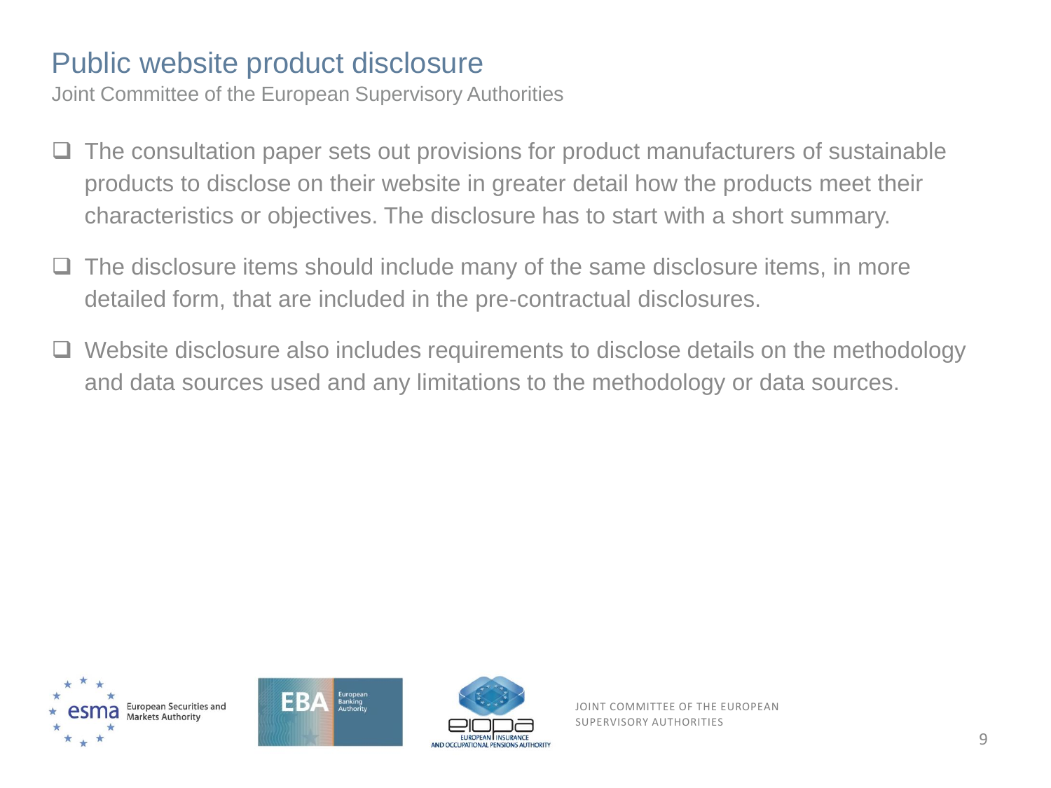# Public website product disclosure

Joint Committee of the European Supervisory Authorities

- The consultation paper sets out provisions for product manufacturers of sustainable products to disclose on their website in greater detail how the products meet their characteristics or objectives. The disclosure has to start with a short summary.
- The disclosure items should include many of the same disclosure items, in more detailed form, that are included in the pre-contractual disclosures.
- Website disclosure also includes requirements to disclose details on the methodology and data sources used and any limitations to the methodology or data sources.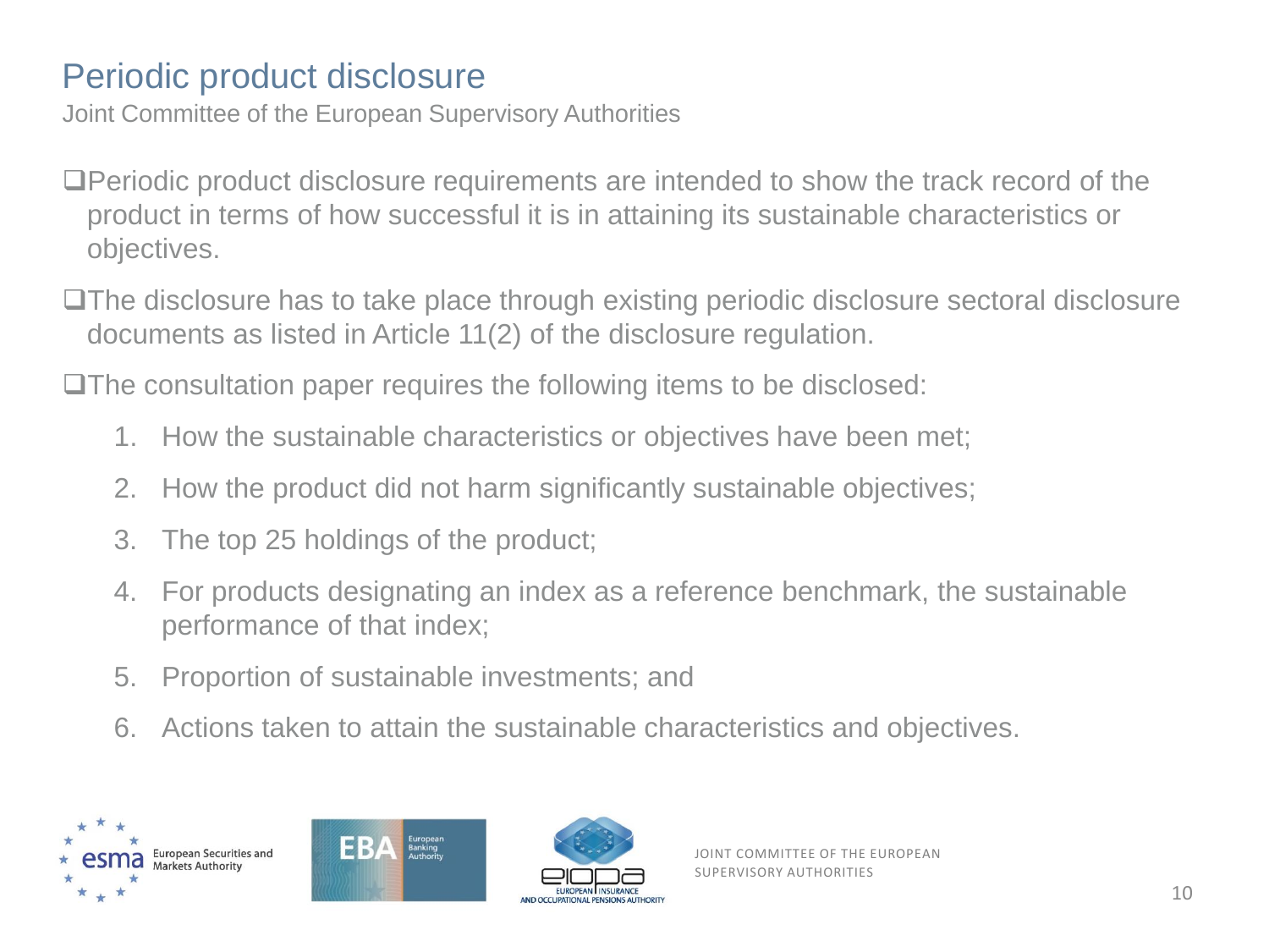# Periodic product disclosure

Joint Committee of the European Supervisory Authorities

- Periodic product disclosure requirements are intended to show the track record of the product in terms of how successful it is in attaining its sustainable characteristics or objectives.
- The disclosure has to take place through existing periodic disclosure sectoral disclosure documents as listed in Article 11(2) of the disclosure regulation.
- The consultation paper requires the following items to be disclosed:
  1. How the sustainable characteristics or objectives have been met;
  2. How the product did not harm significantly sustainable objectives;
  3. The top 25 holdings of the product;
  4. For products designating an index as a reference benchmark, the sustainable performance of that index;
  5. Proportion of sustainable investments; and
  6. Actions taken to attain the sustainable characteristics and objectives.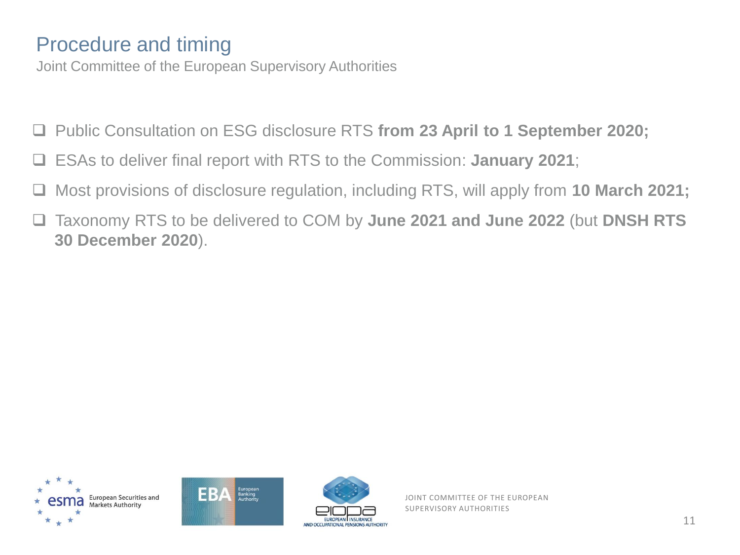# Procedure and timing

Joint Committee of the European Supervisory Authorities

- Public Consultation on ESG disclosure RTS **from 23 April to 1 September 2020;**
- ESAs to deliver final report with RTS to the Commission: **January 2021**;
- Most provisions of disclosure regulation, including RTS, will apply from **10 March 2021;**
- Taxonomy RTS to be delivered to COM by **June 2021 and June 2022** (but **DNSH RTS 30 December 2020**).